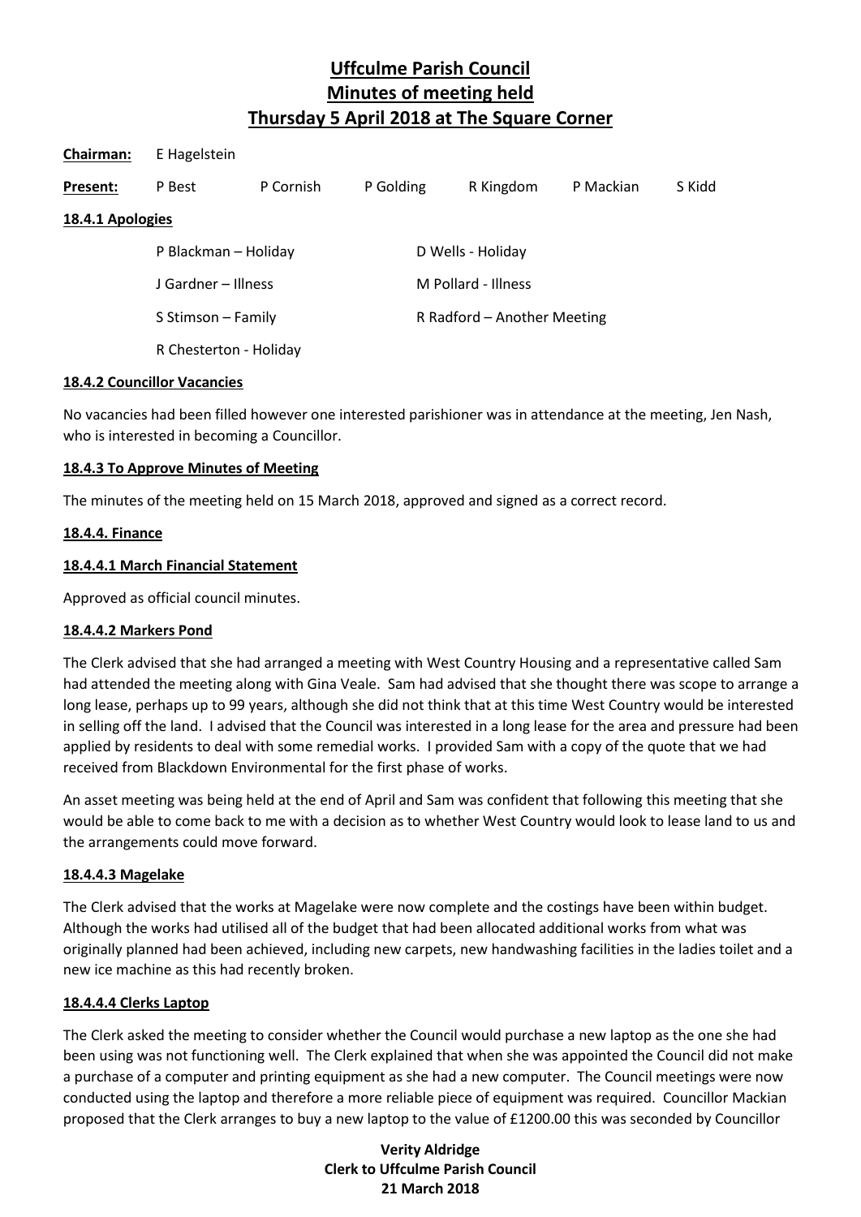# Uffculme Parish Council
## Minutes of meeting held
## Thursday 5 April 2018 at The Square Corner

**Chairman:** E Hagelstein

**Present:** P Best P Cornish P Golding R Kingdom P Mackian S Kidd

**18.4.1 Apologies**

| | |
|---|---|
| P Blackman – Holiday | D Wells - Holiday |
| J Gardner – Illness | M Pollard - Illness |
| S Stimson – Family | R Radford – Another Meeting |
| R Chesterton - Holiday | |

**18.4.2 Councillor Vacancies**

No vacancies had been filled however one interested parishioner was in attendance at the meeting, Jen Nash, who is interested in becoming a Councillor.

**18.4.3 To Approve Minutes of Meeting**

The minutes of the meeting held on 15 March 2018, approved and signed as a correct record.

**18.4.4. Finance**

**18.4.4.1 March Financial Statement**

Approved as official council minutes.

**18.4.4.2 Markers Pond**

The Clerk advised that she had arranged a meeting with West Country Housing and a representative called Sam had attended the meeting along with Gina Veale. Sam had advised that she thought there was scope to arrange a long lease, perhaps up to 99 years, although she did not think that at this time West Country would be interested in selling off the land. I advised that the Council was interested in a long lease for the area and pressure had been applied by residents to deal with some remedial works. I provided Sam with a copy of the quote that we had received from Blackdown Environmental for the first phase of works.

An asset meeting was being held at the end of April and Sam was confident that following this meeting that she would be able to come back to me with a decision as to whether West Country would look to lease land to us and the arrangements could move forward.

**18.4.4.3 Magelake**

The Clerk advised that the works at Magelake were now complete and the costings have been within budget. Although the works had utilised all of the budget that had been allocated additional works from what was originally planned had been achieved, including new carpets, new handwashing facilities in the ladies toilet and a new ice machine as this had recently broken.

**18.4.4.4 Clerks Laptop**

The Clerk asked the meeting to consider whether the Council would purchase a new laptop as the one she had been using was not functioning well. The Clerk explained that when she was appointed the Council did not make a purchase of a computer and printing equipment as she had a new computer. The Council meetings were now conducted using the laptop and therefore a more reliable piece of equipment was required. Councillor Mackian proposed that the Clerk arranges to buy a new laptop to the value of £1200.00 this was seconded by Councillor

**Verity Aldridge**
**Clerk to Uffculme Parish Council**
**21 March 2018**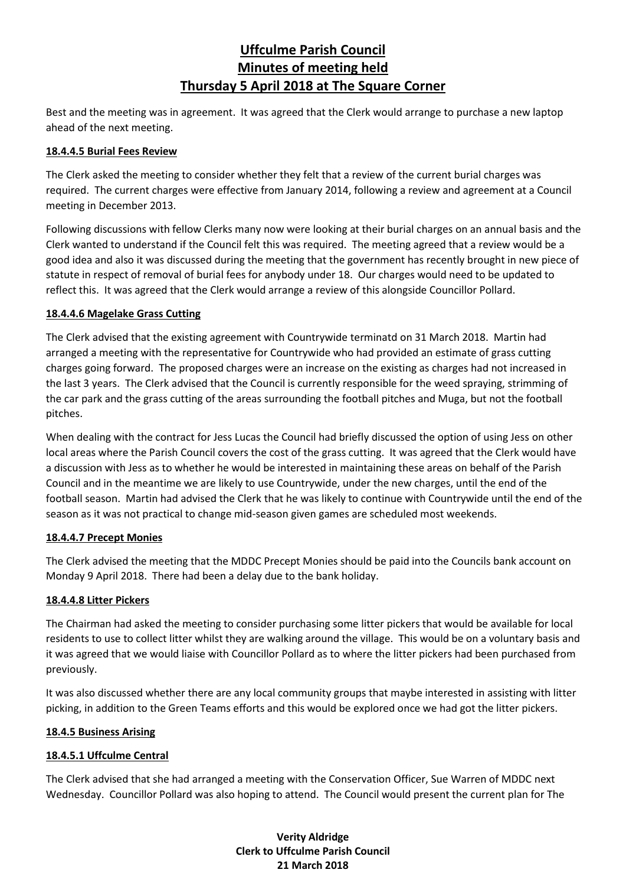Best and the meeting was in agreement. It was agreed that the Clerk would arrange to purchase a new laptop ahead of the next meeting.

**18.4.4.5 Burial Fees Review**

The Clerk asked the meeting to consider whether they felt that a review of the current burial charges was required. The current charges were effective from January 2014, following a review and agreement at a Council meeting in December 2013.

Following discussions with fellow Clerks many now were looking at their burial charges on an annual basis and the Clerk wanted to understand if the Council felt this was required. The meeting agreed that a review would be a good idea and also it was discussed during the meeting that the government has recently brought in new piece of statute in respect of removal of burial fees for anybody under 18. Our charges would need to be updated to reflect this. It was agreed that the Clerk would arrange a review of this alongside Councillor Pollard.

**18.4.4.6 Magelake Grass Cutting**

The Clerk advised that the existing agreement with Countrywide terminatd on 31 March 2018. Martin had arranged a meeting with the representative for Countrywide who had provided an estimate of grass cutting charges going forward. The proposed charges were an increase on the existing as charges had not increased in the last 3 years. The Clerk advised that the Council is currently responsible for the weed spraying, strimming of the car park and the grass cutting of the areas surrounding the football pitches and Muga, but not the football pitches.

When dealing with the contract for Jess Lucas the Council had briefly discussed the option of using Jess on other local areas where the Parish Council covers the cost of the grass cutting. It was agreed that the Clerk would have a discussion with Jess as to whether he would be interested in maintaining these areas on behalf of the Parish Council and in the meantime we are likely to use Countrywide, under the new charges, until the end of the football season. Martin had advised the Clerk that he was likely to continue with Countrywide until the end of the season as it was not practical to change mid-season given games are scheduled most weekends.

**18.4.4.7 Precept Monies**

The Clerk advised the meeting that the MDDC Precept Monies should be paid into the Councils bank account on Monday 9 April 2018. There had been a delay due to the bank holiday.

**18.4.4.8 Litter Pickers**

The Chairman had asked the meeting to consider purchasing some litter pickers that would be available for local residents to use to collect litter whilst they are walking around the village. This would be on a voluntary basis and it was agreed that we would liaise with Councillor Pollard as to where the litter pickers had been purchased from previously.

It was also discussed whether there are any local community groups that maybe interested in assisting with litter picking, in addition to the Green Teams efforts and this would be explored once we had got the litter pickers.

**18.4.5 Business Arising**

**18.4.5.1 Uffculme Central**

The Clerk advised that she had arranged a meeting with the Conservation Officer, Sue Warren of MDDC next Wednesday. Councillor Pollard was also hoping to attend. The Council would present the current plan for The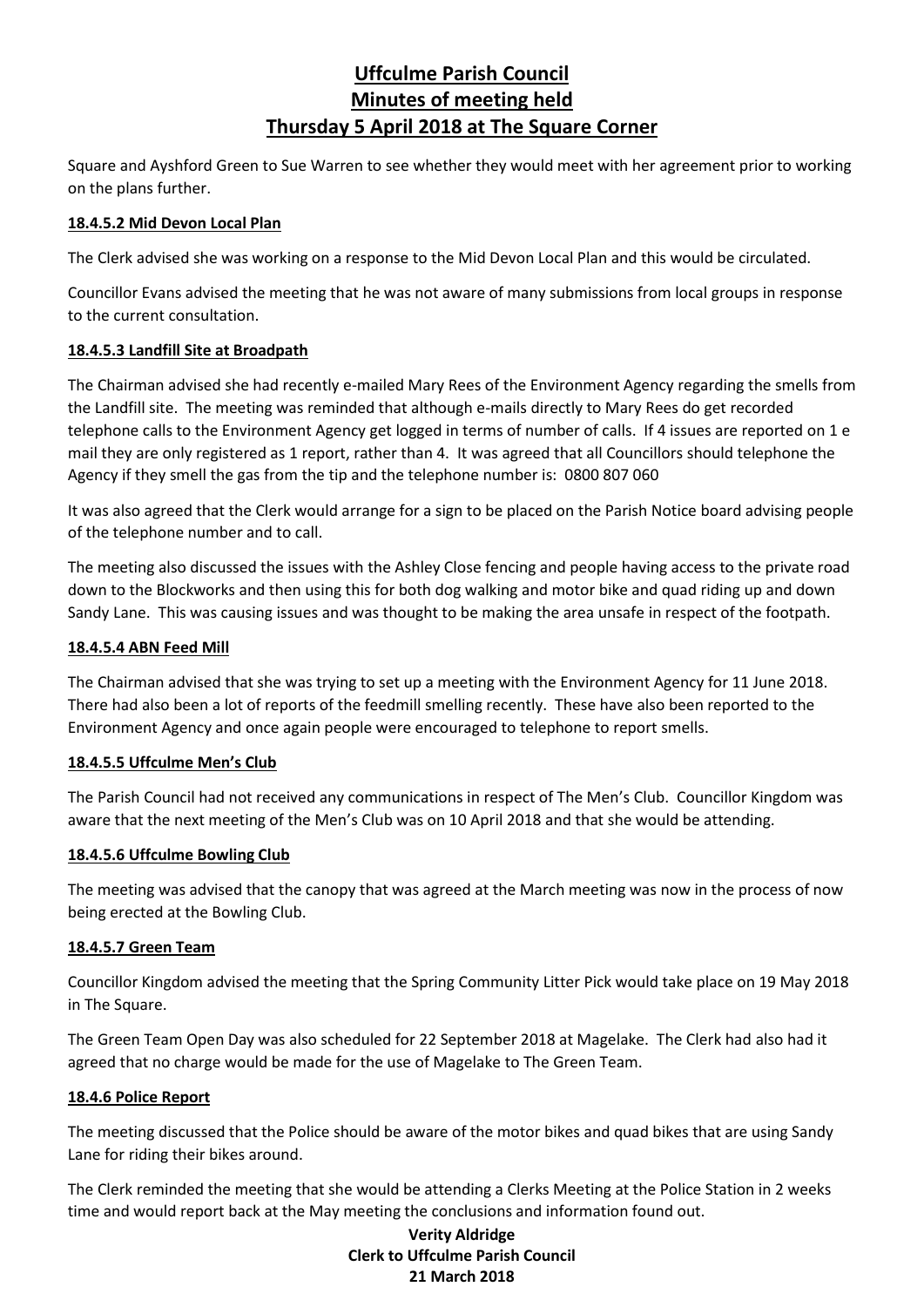Square and Ayshford Green to Sue Warren to see whether they would meet with her agreement prior to working on the plans further.

**18.4.5.2 Mid Devon Local Plan**

The Clerk advised she was working on a response to the Mid Devon Local Plan and this would be circulated.

Councillor Evans advised the meeting that he was not aware of many submissions from local groups in response to the current consultation.

**18.4.5.3 Landfill Site at Broadpath**

The Chairman advised she had recently e-mailed Mary Rees of the Environment Agency regarding the smells from the Landfill site. The meeting was reminded that although e-mails directly to Mary Rees do get recorded telephone calls to the Environment Agency get logged in terms of number of calls. If 4 issues are reported on 1 e mail they are only registered as 1 report, rather than 4. It was agreed that all Councillors should telephone the Agency if they smell the gas from the tip and the telephone number is: 0800 807 060

It was also agreed that the Clerk would arrange for a sign to be placed on the Parish Notice board advising people of the telephone number and to call.

The meeting also discussed the issues with the Ashley Close fencing and people having access to the private road down to the Blockworks and then using this for both dog walking and motor bike and quad riding up and down Sandy Lane. This was causing issues and was thought to be making the area unsafe in respect of the footpath.

**18.4.5.4 ABN Feed Mill**

The Chairman advised that she was trying to set up a meeting with the Environment Agency for 11 June 2018. There had also been a lot of reports of the feedmill smelling recently. These have also been reported to the Environment Agency and once again people were encouraged to telephone to report smells.

**18.4.5.5 Uffculme Men's Club**

The Parish Council had not received any communications in respect of The Men's Club. Councillor Kingdom was aware that the next meeting of the Men's Club was on 10 April 2018 and that she would be attending.

**18.4.5.6 Uffculme Bowling Club**

The meeting was advised that the canopy that was agreed at the March meeting was now in the process of now being erected at the Bowling Club.

**18.4.5.7 Green Team**

Councillor Kingdom advised the meeting that the Spring Community Litter Pick would take place on 19 May 2018 in The Square.

The Green Team Open Day was also scheduled for 22 September 2018 at Magelake. The Clerk had also had it agreed that no charge would be made for the use of Magelake to The Green Team.

**18.4.6 Police Report**

The meeting discussed that the Police should be aware of the motor bikes and quad bikes that are using Sandy Lane for riding their bikes around.

The Clerk reminded the meeting that she would be attending a Clerks Meeting at the Police Station in 2 weeks time and would report back at the May meeting the conclusions and information found out.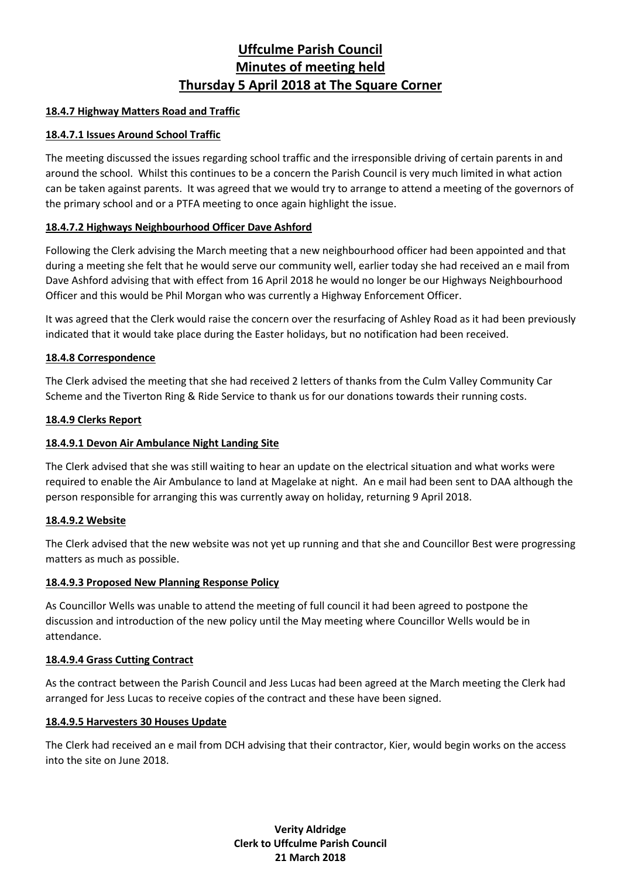# Uffculme Parish Council
# Minutes of meeting held
# Thursday 5 April 2018 at The Square Corner

**18.4.7 Highway Matters Road and Traffic**

**18.4.7.1 Issues Around School Traffic**

The meeting discussed the issues regarding school traffic and the irresponsible driving of certain parents in and around the school. Whilst this continues to be a concern the Parish Council is very much limited in what action can be taken against parents. It was agreed that we would try to arrange to attend a meeting of the governors of the primary school and or a PTFA meeting to once again highlight the issue.

**18.4.7.2 Highways Neighbourhood Officer Dave Ashford**

Following the Clerk advising the March meeting that a new neighbourhood officer had been appointed and that during a meeting she felt that he would serve our community well, earlier today she had received an e mail from Dave Ashford advising that with effect from 16 April 2018 he would no longer be our Highways Neighbourhood Officer and this would be Phil Morgan who was currently a Highway Enforcement Officer.

It was agreed that the Clerk would raise the concern over the resurfacing of Ashley Road as it had been previously indicated that it would take place during the Easter holidays, but no notification had been received.

**18.4.8 Correspondence**

The Clerk advised the meeting that she had received 2 letters of thanks from the Culm Valley Community Car Scheme and the Tiverton Ring & Ride Service to thank us for our donations towards their running costs.

**18.4.9 Clerks Report**

**18.4.9.1 Devon Air Ambulance Night Landing Site**

The Clerk advised that she was still waiting to hear an update on the electrical situation and what works were required to enable the Air Ambulance to land at Magelake at night. An e mail had been sent to DAA although the person responsible for arranging this was currently away on holiday, returning 9 April 2018.

**18.4.9.2 Website**

The Clerk advised that the new website was not yet up running and that she and Councillor Best were progressing matters as much as possible.

**18.4.9.3 Proposed New Planning Response Policy**

As Councillor Wells was unable to attend the meeting of full council it had been agreed to postpone the discussion and introduction of the new policy until the May meeting where Councillor Wells would be in attendance.

**18.4.9.4 Grass Cutting Contract**

As the contract between the Parish Council and Jess Lucas had been agreed at the March meeting the Clerk had arranged for Jess Lucas to receive copies of the contract and these have been signed.

**18.4.9.5 Harvesters 30 Houses Update**

The Clerk had received an e mail from DCH advising that their contractor, Kier, would begin works on the access into the site on June 2018.

**Verity Aldridge**
**Clerk to Uffculme Parish Council**
**21 March 2018**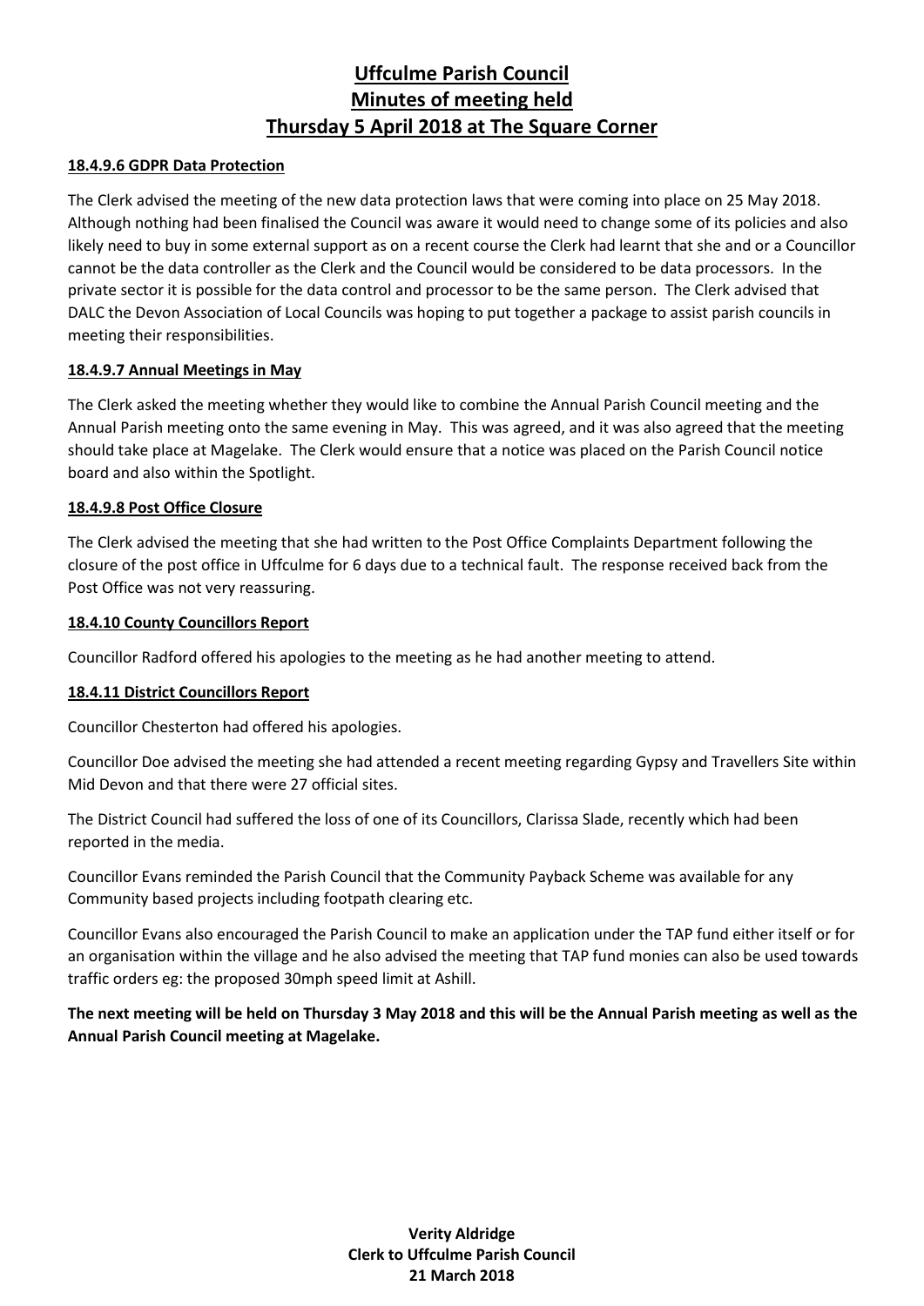# Uffculme Parish Council
# Minutes of meeting held
# Thursday 5 April 2018 at The Square Corner

**18.4.9.6 GDPR Data Protection**

The Clerk advised the meeting of the new data protection laws that were coming into place on 25 May 2018. Although nothing had been finalised the Council was aware it would need to change some of its policies and also likely need to buy in some external support as on a recent course the Clerk had learnt that she and or a Councillor cannot be the data controller as the Clerk and the Council would be considered to be data processors. In the private sector it is possible for the data control and processor to be the same person. The Clerk advised that DALC the Devon Association of Local Councils was hoping to put together a package to assist parish councils in meeting their responsibilities.

**18.4.9.7 Annual Meetings in May**

The Clerk asked the meeting whether they would like to combine the Annual Parish Council meeting and the Annual Parish meeting onto the same evening in May. This was agreed, and it was also agreed that the meeting should take place at Magelake. The Clerk would ensure that a notice was placed on the Parish Council notice board and also within the Spotlight.

**18.4.9.8 Post Office Closure**

The Clerk advised the meeting that she had written to the Post Office Complaints Department following the closure of the post office in Uffculme for 6 days due to a technical fault. The response received back from the Post Office was not very reassuring.

**18.4.10 County Councillors Report**

Councillor Radford offered his apologies to the meeting as he had another meeting to attend.

**18.4.11 District Councillors Report**

Councillor Chesterton had offered his apologies.

Councillor Doe advised the meeting she had attended a recent meeting regarding Gypsy and Travellers Site within Mid Devon and that there were 27 official sites.

The District Council had suffered the loss of one of its Councillors, Clarissa Slade, recently which had been reported in the media.

Councillor Evans reminded the Parish Council that the Community Payback Scheme was available for any Community based projects including footpath clearing etc.

Councillor Evans also encouraged the Parish Council to make an application under the TAP fund either itself or for an organisation within the village and he also advised the meeting that TAP fund monies can also be used towards traffic orders eg: the proposed 30mph speed limit at Ashill.

**The next meeting will be held on Thursday 3 May 2018 and this will be the Annual Parish meeting as well as the Annual Parish Council meeting at Magelake.**

**Verity Aldridge**
**Clerk to Uffculme Parish Council**
**21 March 2018**